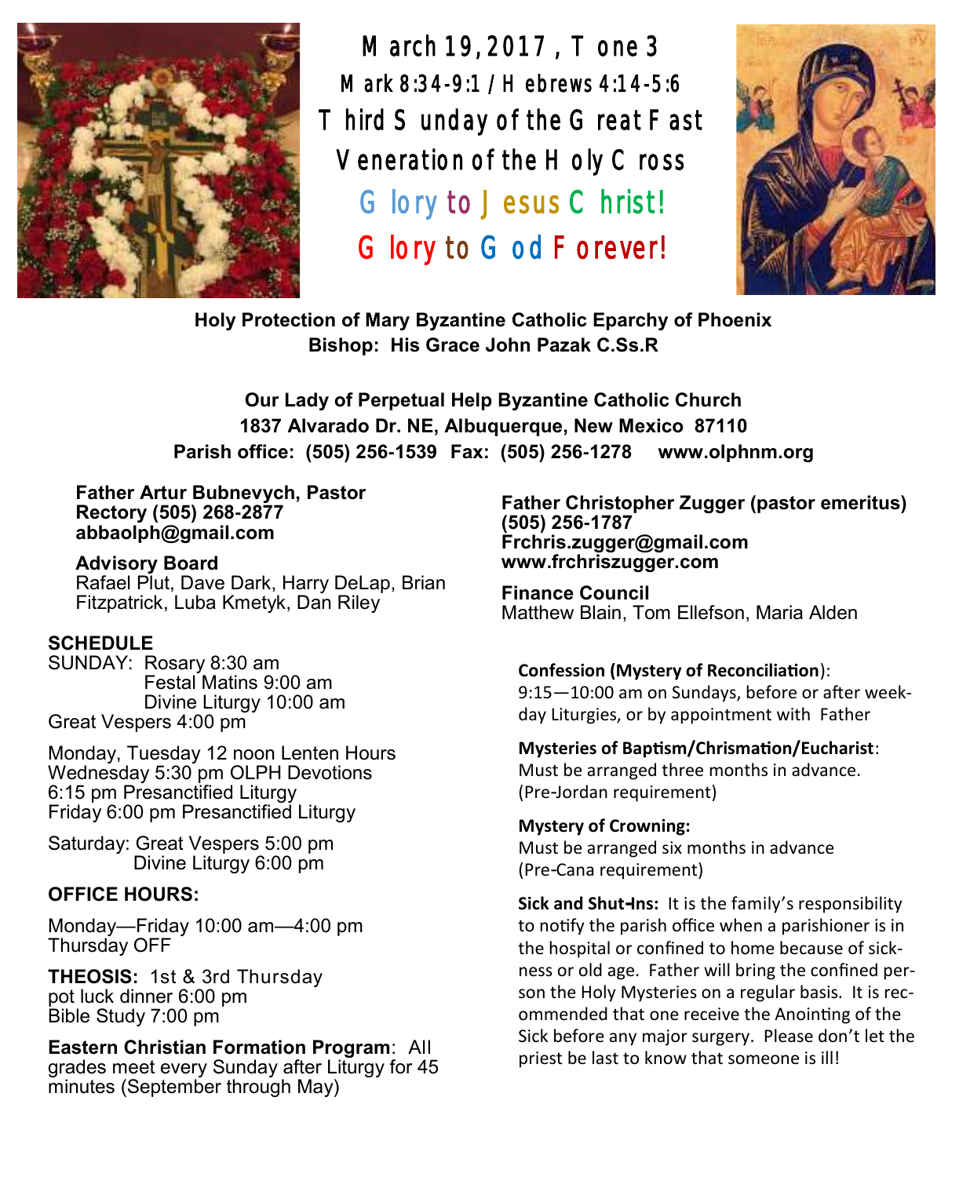# March 19, 2017, Tone 3

## Mark 8:34-9:1 / Hebrews 4:14-5:6

## Third Sunday of the Great Fast

## Veneration of the Holy Cross

## Glory to Jesus Christ!

## Glory to God Forever!

**Holy Protection of Mary Byzantine Catholic Eparchy of Phoenix**
**Bishop: His Grace John Pazak C.Ss.R**

**Our Lady of Perpetual Help Byzantine Catholic Church**
**1837 Alvarado Dr. NE, Albuquerque, New Mexico 87110**
**Parish office: (505) 256-1539 Fax: (505) 256-1278 www.olphnm.org**

**Father Artur Bubnevych, Pastor**
**Rectory (505) 268-2877**
**abbaolph@gmail.com**

**Advisory Board**
Rafael Plut, Dave Dark, Harry DeLap, Brian Fitzpatrick, Luba Kmetyk, Dan Riley

### SCHEDULE

SUNDAY: Rosary 8:30 am
Festal Matins 9:00 am
Divine Liturgy 10:00 am
Great Vespers 4:00 pm

Monday, Tuesday 12 noon Lenten Hours
Wednesday 5:30 pm OLPH Devotions
6:15 pm Presanctified Liturgy
Friday 6:00 pm Presanctified Liturgy

Saturday: Great Vespers 5:00 pm
Divine Liturgy 6:00 pm

### OFFICE HOURS:

Monday—Friday 10:00 am—4:00 pm
Thursday OFF

**THEOSIS:** 1st & 3rd Thursday
pot luck dinner 6:00 pm
Bible Study 7:00 pm

**Eastern Christian Formation Program**: All grades meet every Sunday after Liturgy for 45 minutes (September through May)

**Father Christopher Zugger (pastor emeritus)**
**(505) 256-1787**
**Frchris.zugger@gmail.com**
**www.frchriszugger.com**

**Finance Council**
Matthew Blain, Tom Ellefson, Maria Alden

**Confession (Mystery of Reconciliation)**:
9:15—10:00 am on Sundays, before or after weekday Liturgies, or by appointment with Father

**Mysteries of Baptism/Chrismation/Eucharist**:
Must be arranged three months in advance. (Pre-Jordan requirement)

**Mystery of Crowning:**
Must be arranged six months in advance (Pre-Cana requirement)

**Sick and Shut-Ins:** It is the family's responsibility to notify the parish office when a parishioner is in the hospital or confined to home because of sickness or old age. Father will bring the confined person the Holy Mysteries on a regular basis. It is recommended that one receive the Anointing of the Sick before any major surgery. Please don't let the priest be last to know that someone is ill!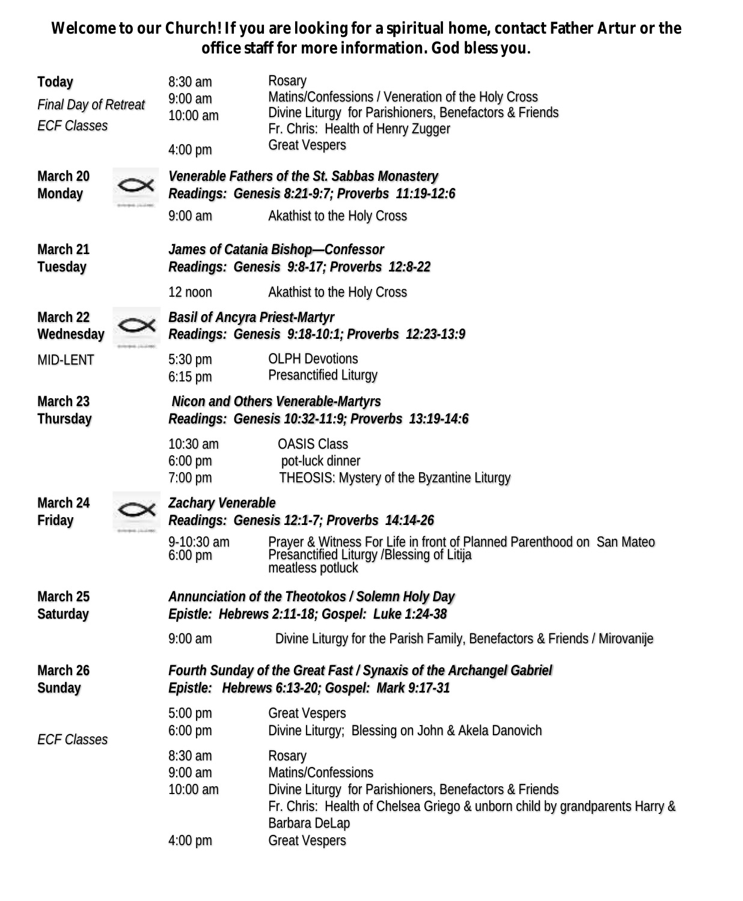**Welcome to our Church! If you are looking for a spiritual home, contact Father Artur or the office staff for more information. God bless you.**

| | | |
|---|---|---|
| **Today**<br>*Final Day of Retreat*<br>*ECF Classes* | 8:30 am<br>9:00 am<br>10:00 am<br><br>4:00 pm | Rosary<br>Matins/Confessions / Veneration of the Holy Cross<br>Divine Liturgy for Parishioners, Benefactors & Friends<br>Fr. Chris: Health of Henry Zugger<br>Great Vespers |
| **March 20**<br>**Monday** | ***Venerable Fathers of the St. Sabbas Monastery***<br>***Readings: Genesis 8:21-9:7; Proverbs 11:19-12:6***<br>9:00 am | <br><br>Akathist to the Holy Cross |
| **March 21**<br>**Tuesday** | ***James of Catania Bishop—Confessor***<br>***Readings: Genesis 9:8-17; Proverbs 12:8-22***<br>12 noon | <br><br>Akathist to the Holy Cross |
| **March 22**<br>**Wednesday**<br>MID-LENT | ***Basil of Ancyra Priest-Martyr***<br>***Readings: Genesis 9:18-10:1; Proverbs 12:23-13:9***<br>5:30 pm<br>6:15 pm | <br><br>OLPH Devotions<br>Presanctified Liturgy |
| **March 23**<br>**Thursday** | ***Nicon and Others Venerable-Martyrs***<br>***Readings: Genesis 10:32-11:9; Proverbs 13:19-14:6***<br>10:30 am<br>6:00 pm<br>7:00 pm | <br><br>OASIS Class<br>pot-luck dinner<br>THEOSIS: Mystery of the Byzantine Liturgy |
| **March 24**<br>**Friday** | ***Zachary Venerable***<br>***Readings: Genesis 12:1-7; Proverbs 14:14-26***<br>9-10:30 am<br>6:00 pm | <br><br>Prayer & Witness For Life in front of Planned Parenthood on San Mateo<br>Presanctified Liturgy /Blessing of Litija<br>meatless potluck |
| **March 25**<br>**Saturday** | ***Annunciation of the Theotokos / Solemn Holy Day***<br>***Epistle: Hebrews 2:11-18; Gospel: Luke 1:24-38***<br>9:00 am | <br><br>Divine Liturgy for the Parish Family, Benefactors & Friends / Mirovanije |
| **March 26**<br>**Sunday**<br><br>*ECF Classes* | ***Fourth Sunday of the Great Fast / Synaxis of the Archangel Gabriel***<br>***Epistle: Hebrews 6:13-20; Gospel: Mark 9:17-31***<br>5:00 pm<br>6:00 pm<br>8:30 am<br>9:00 am<br>10:00 am<br><br><br>4:00 pm | <br><br>Great Vespers<br>Divine Liturgy; Blessing on John & Akela Danovich<br>Rosary<br>Matins/Confessions<br>Divine Liturgy for Parishioners, Benefactors & Friends<br>Fr. Chris: Health of Chelsea Griego & unborn child by grandparents Harry & Barbara DeLap<br>Great Vespers |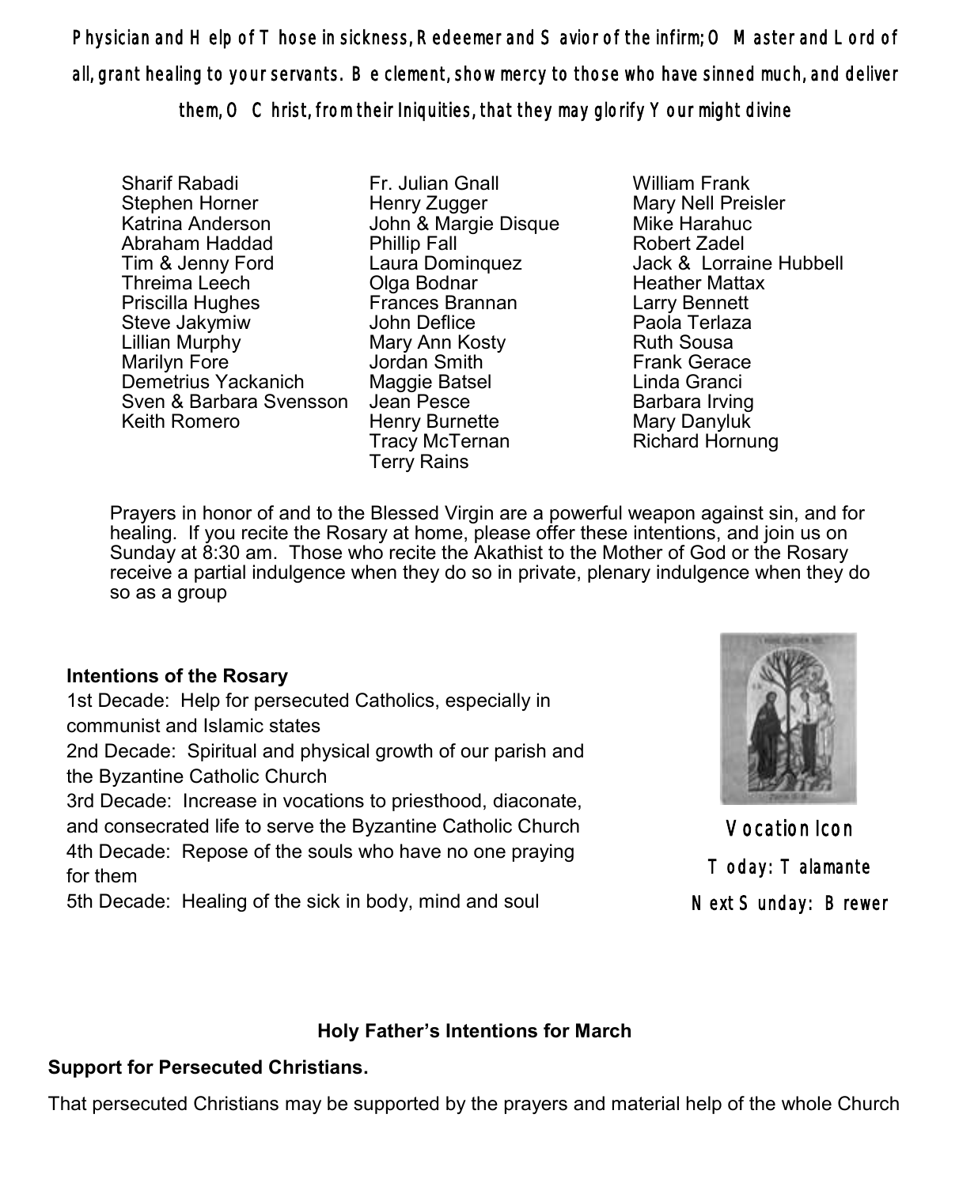**Physician and Help of Those in sickness, Redeemer and Savior of the infirm; O Master and Lord of all, grant healing to your servants. Be clement, show mercy to those who have sinned much, and deliver them, O Christ, from their Iniquities, that they may glorify Your might divine**

Sharif Rabadi
Stephen Horner
Katrina Anderson
Abraham Haddad
Tim & Jenny Ford
Threima Leech
Priscilla Hughes
Steve Jakymiw
Lillian Murphy
Marilyn Fore
Demetrius Yackanich
Sven & Barbara Svensson
Keith Romero
Fr. Julian Gnall
Henry Zugger
John & Margie Disque
Phillip Fall
Laura Dominquez
Olga Bodnar
Frances Brannan
John Deflice
Mary Ann Kosty
Jordan Smith
Maggie Batsel
Jean Pesce
Henry Burnette
Tracy McTernan
Terry Rains
William Frank
Mary Nell Preisler
Mike Harahuc
Robert Zadel
Jack & Lorraine Hubbell
Heather Mattax
Larry Bennett
Paola Terlaza
Ruth Sousa
Frank Gerace
Linda Granci
Barbara Irving
Mary Danyluk
Richard Hornung

Prayers in honor of and to the Blessed Virgin are a powerful weapon against sin, and for healing. If you recite the Rosary at home, please offer these intentions, and join us on Sunday at 8:30 am. Those who recite the Akathist to the Mother of God or the Rosary receive a partial indulgence when they do so in private, plenary indulgence when they do so as a group

**Intentions of the Rosary**

1st Decade: Help for persecuted Catholics, especially in communist and Islamic states
2nd Decade: Spiritual and physical growth of our parish and the Byzantine Catholic Church
3rd Decade: Increase in vocations to priesthood, diaconate, and consecrated life to serve the Byzantine Catholic Church
4th Decade: Repose of the souls who have no one praying for them
5th Decade: Healing of the sick in body, mind and soul

Vocation Icon
Today: Talamante
Next Sunday: Brewer

**Holy Father's Intentions for March**

**Support for Persecuted Christians.**

That persecuted Christians may be supported by the prayers and material help of the whole Church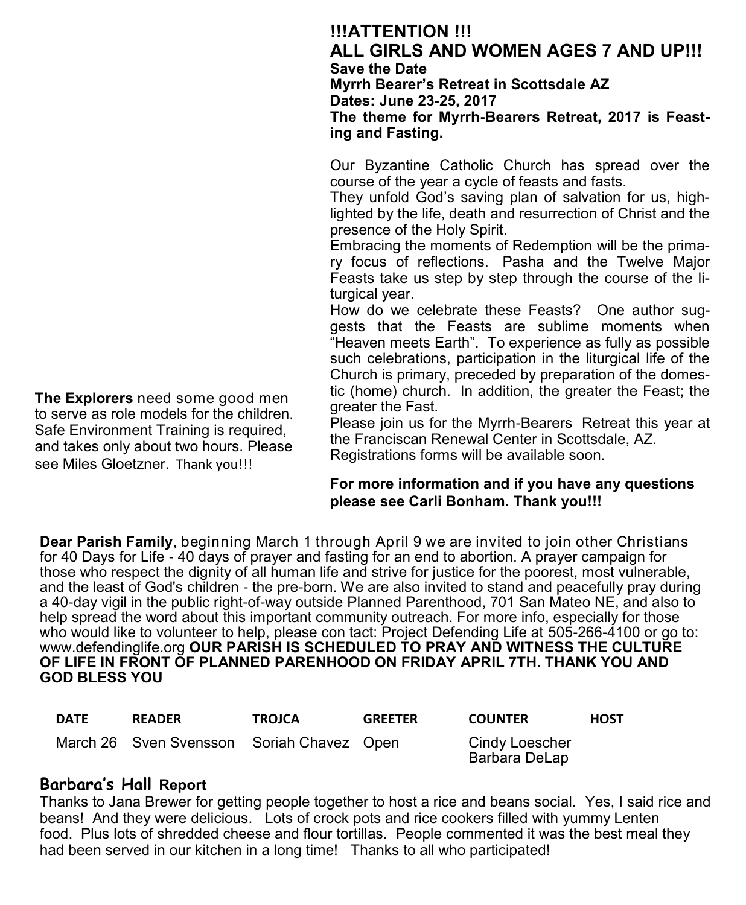**!!!ATTENTION !!!**
**ALL GIRLS AND WOMEN AGES 7 AND UP!!!**
**Save the Date**
**Myrrh Bearer's Retreat in Scottsdale AZ**
**Dates: June 23-25, 2017**
**The theme for Myrrh-Bearers Retreat, 2017 is Feasting and Fasting.**

Our Byzantine Catholic Church has spread over the course of the year a cycle of feasts and fasts.
They unfold God's saving plan of salvation for us, highlighted by the life, death and resurrection of Christ and the presence of the Holy Spirit.
Embracing the moments of Redemption will be the primary focus of reflections. Pasha and the Twelve Major Feasts take us step by step through the course of the liturgical year.
How do we celebrate these Feasts? One author suggests that the Feasts are sublime moments when "Heaven meets Earth". To experience as fully as possible such celebrations, participation in the liturgical life of the Church is primary, preceded by preparation of the domestic (home) church. In addition, the greater the Feast; the greater the Fast.
Please join us for the Myrrh-Bearers Retreat this year at the Franciscan Renewal Center in Scottsdale, AZ.
Registrations forms will be available soon.

**For more information and if you have any questions please see Carli Bonham. Thank you!!!**

**The Explorers** need some good men to serve as role models for the children. Safe Environment Training is required, and takes only about two hours. Please see Miles Gloetzner. Thank you!!!

**Dear Parish Family**, beginning March 1 through April 9 we are invited to join other Christians for 40 Days for Life - 40 days of prayer and fasting for an end to abortion. A prayer campaign for those who respect the dignity of all human life and strive for justice for the poorest, most vulnerable, and the least of God's children - the pre-born. We are also invited to stand and peacefully pray during a 40-day vigil in the public right-of-way outside Planned Parenthood, 701 San Mateo NE, and also to help spread the word about this important community outreach. For more info, especially for those who would like to volunteer to help, please con tact: Project Defending Life at 505-266-4100 or go to: www.defendinglife.org **OUR PARISH IS SCHEDULED TO PRAY AND WITNESS THE CULTURE OF LIFE IN FRONT OF PLANNED PARENHOOD ON FRIDAY APRIL 7TH. THANK YOU AND GOD BLESS YOU**

| DATE | READER | TROJCA | GREETER | COUNTER | HOST |
|---|---|---|---|---|---|
| March 26 | Sven Svensson | Soriah Chavez | Open | Cindy Loescher<br>Barbara DeLap | |

## Barbara's Hall Report

Thanks to Jana Brewer for getting people together to host a rice and beans social. Yes, I said rice and beans! And they were delicious. Lots of crock pots and rice cookers filled with yummy Lenten food. Plus lots of shredded cheese and flour tortillas. People commented it was the best meal they had been served in our kitchen in a long time! Thanks to all who participated!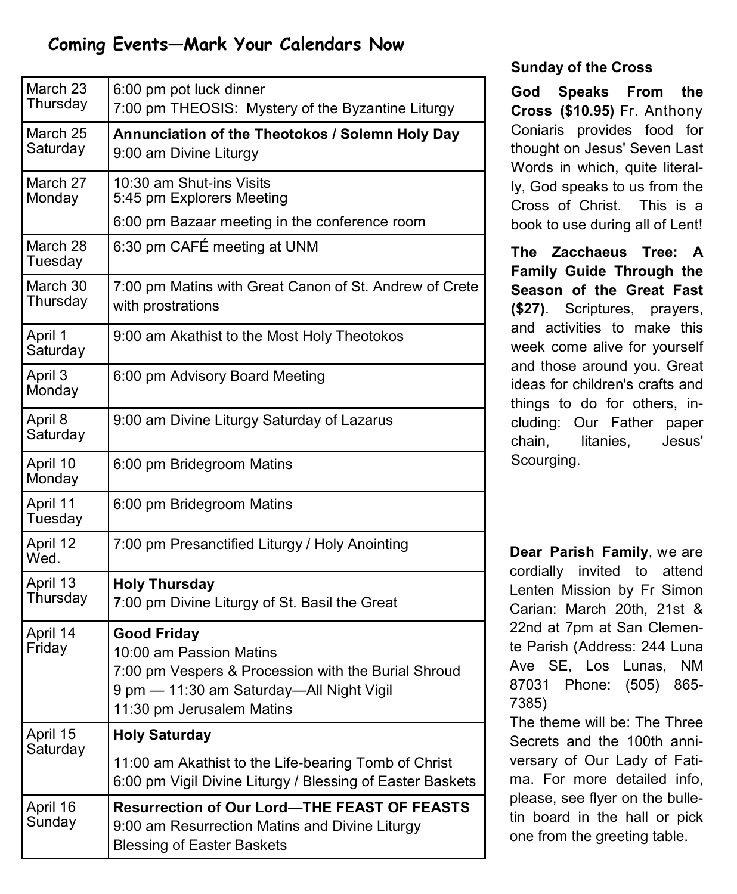## Coming Events—Mark Your Calendars Now

| Date | Events |
|---|---|
| March 23 Thursday | 6:00 pm pot luck dinner<br>7:00 pm THEOSIS: Mystery of the Byzantine Liturgy |
| March 25 Saturday | **Annunciation of the Theotokos / Solemn Holy Day**<br>9:00 am Divine Liturgy |
| March 27 Monday | 10:30 am Shut-ins Visits<br>5:45 pm Explorers Meeting<br>6:00 pm Bazaar meeting in the conference room |
| March 28 Tuesday | 6:30 pm CAFÉ meeting at UNM |
| March 30 Thursday | 7:00 pm Matins with Great Canon of St. Andrew of Crete with prostrations |
| April 1 Saturday | 9:00 am Akathist to the Most Holy Theotokos |
| April 3 Monday | 6:00 pm Advisory Board Meeting |
| April 8 Saturday | 9:00 am Divine Liturgy Saturday of Lazarus |
| April 10 Monday | 6:00 pm Bridegroom Matins |
| April 11 Tuesday | 6:00 pm Bridegroom Matins |
| April 12 Wed. | 7:00 pm Presanctified Liturgy / Holy Anointing |
| April 13 Thursday | **Holy Thursday**<br>**7**:00 pm Divine Liturgy of St. Basil the Great |
| April 14 Friday | **Good Friday**<br>10:00 am Passion Matins<br>7:00 pm Vespers & Procession with the Burial Shroud<br>9 pm — 11:30 am Saturday—All Night Vigil<br>11:30 pm Jerusalem Matins |
| April 15 Saturday | **Holy Saturday**<br>11:00 am Akathist to the Life-bearing Tomb of Christ<br>6:00 pm Vigil Divine Liturgy / Blessing of Easter Baskets |
| April 16 Sunday | **Resurrection of Our Lord—THE FEAST OF FEASTS**<br>9:00 am Resurrection Matins and Divine Liturgy<br>Blessing of Easter Baskets |

**Sunday of the Cross**

**God Speaks From the Cross ($10.95)** Fr. Anthony Coniaris provides food for thought on Jesus' Seven Last Words in which, quite literally, God speaks to us from the Cross of Christ. This is a book to use during all of Lent!

**The Zacchaeus Tree: A Family Guide Through the Season of the Great Fast ($27)**. Scriptures, prayers, and activities to make this week come alive for yourself and those around you. Great ideas for children's crafts and things to do for others, including: Our Father paper chain, litanies, Jesus' Scourging.

**Dear Parish Family**, we are cordially invited to attend Lenten Mission by Fr Simon Carian: March 20th, 21st & 22nd at 7pm at San Clemente Parish (Address: 244 Luna Ave SE, Los Lunas, NM 87031 Phone: (505) 865-7385)
The theme will be: The Three Secrets and the 100th anniversary of Our Lady of Fatima. For more detailed info, please, see flyer on the bulletin board in the hall or pick one from the greeting table.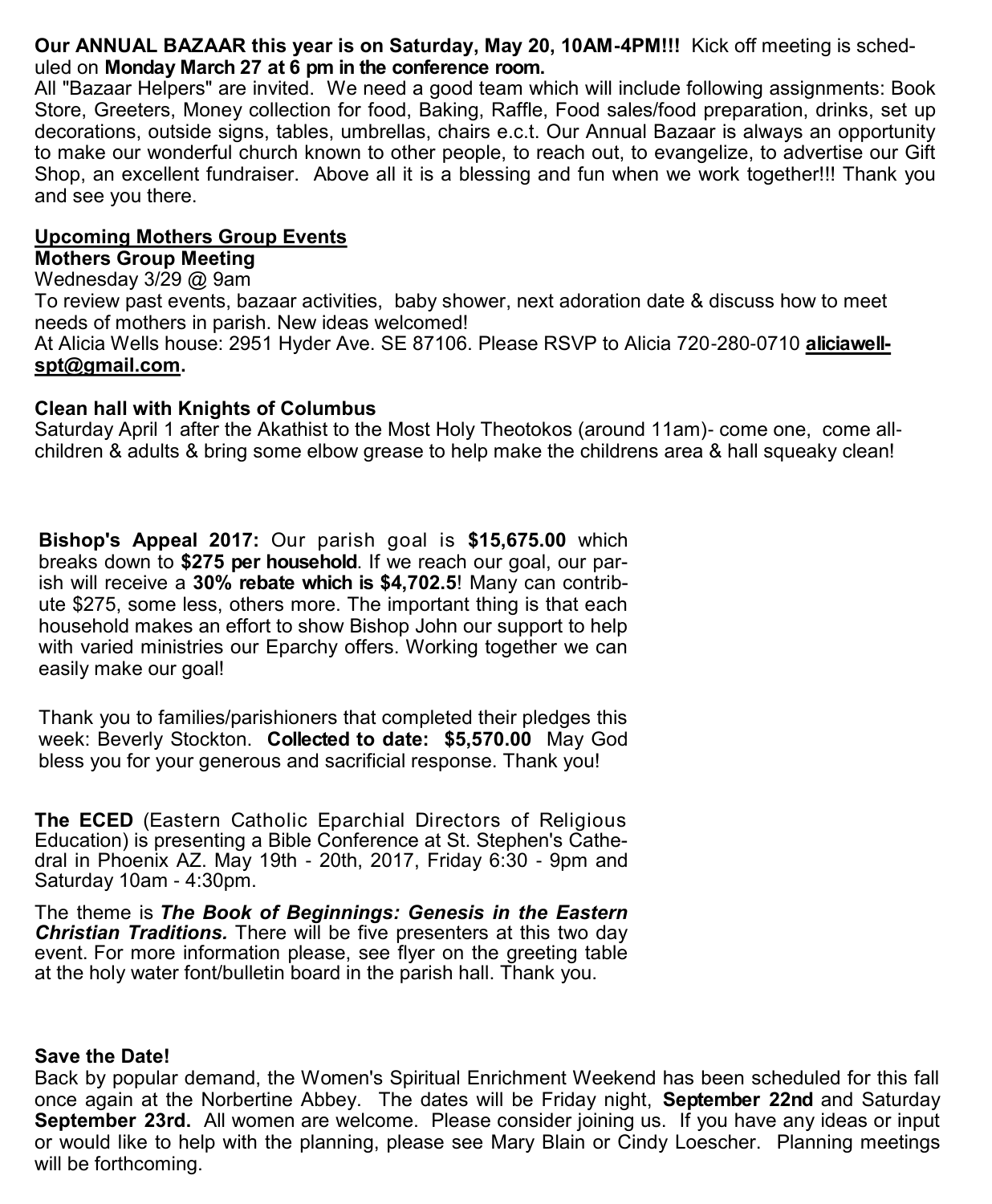**Our ANNUAL BAZAAR this year is on Saturday, May 20, 10AM-4PM!!!** Kick off meeting is scheduled on **Monday March 27 at 6 pm in the conference room.**
All "Bazaar Helpers" are invited. We need a good team which will include following assignments: Book Store, Greeters, Money collection for food, Baking, Raffle, Food sales/food preparation, drinks, set up decorations, outside signs, tables, umbrellas, chairs e.c.t. Our Annual Bazaar is always an opportunity to make our wonderful church known to other people, to reach out, to evangelize, to advertise our Gift Shop, an excellent fundraiser. Above all it is a blessing and fun when we work together!!! Thank you and see you there.

**Upcoming Mothers Group Events**

**Mothers Group Meeting**
Wednesday 3/29 @ 9am
To review past events, bazaar activities, baby shower, next adoration date & discuss how to meet needs of mothers in parish. New ideas welcomed!
At Alicia Wells house: 2951 Hyder Ave. SE 87106. Please RSVP to Alicia 720-280-0710 **aliciawellspt@gmail.com.**

**Clean hall with Knights of Columbus**
Saturday April 1 after the Akathist to the Most Holy Theotokos (around 11am)- come one, come all- children & adults & bring some elbow grease to help make the childrens area & hall squeaky clean!

**Bishop's Appeal 2017:** Our parish goal is **$15,675.00** which breaks down to **$275 per household**. If we reach our goal, our parish will receive a **30% rebate which is $4,702.5**! Many can contribute $275, some less, others more. The important thing is that each household makes an effort to show Bishop John our support to help with varied ministries our Eparchy offers. Working together we can easily make our goal!

Thank you to families/parishioners that completed their pledges this week: Beverly Stockton. **Collected to date: $5,570.00** May God bless you for your generous and sacrificial response. Thank you!

**The ECED** (Eastern Catholic Eparchial Directors of Religious Education) is presenting a Bible Conference at St. Stephen's Cathedral in Phoenix AZ. May 19th - 20th, 2017, Friday 6:30 - 9pm and Saturday 10am - 4:30pm.

The theme is ***The Book of Beginnings: Genesis in the Eastern Christian Traditions.*** There will be five presenters at this two day event. For more information please, see flyer on the greeting table at the holy water font/bulletin board in the parish hall. Thank you.

**Save the Date!**
Back by popular demand, the Women's Spiritual Enrichment Weekend has been scheduled for this fall once again at the Norbertine Abbey. The dates will be Friday night, **September 22nd** and Saturday **September 23rd.** All women are welcome. Please consider joining us. If you have any ideas or input or would like to help with the planning, please see Mary Blain or Cindy Loescher. Planning meetings will be forthcoming.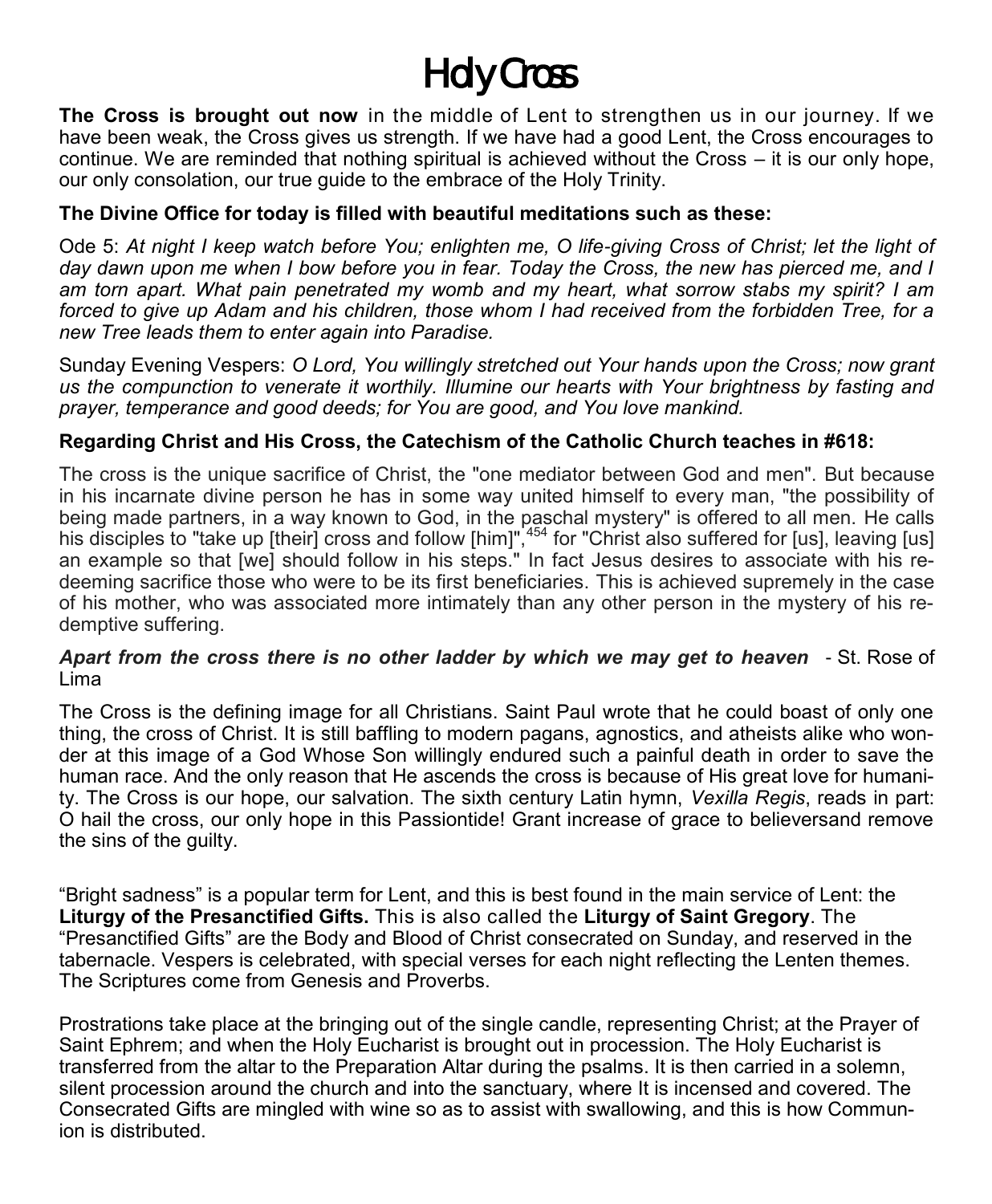# Holy Cross

**The Cross is brought out now** in the middle of Lent to strengthen us in our journey. If we have been weak, the Cross gives us strength. If we have had a good Lent, the Cross encourages to continue. We are reminded that nothing spiritual is achieved without the Cross – it is our only hope, our only consolation, our true guide to the embrace of the Holy Trinity.

**The Divine Office for today is filled with beautiful meditations such as these:**

Ode 5: *At night I keep watch before You; enlighten me, O life-giving Cross of Christ; let the light of day dawn upon me when I bow before you in fear. Today the Cross, the new has pierced me, and I am torn apart. What pain penetrated my womb and my heart, what sorrow stabs my spirit? I am forced to give up Adam and his children, those whom I had received from the forbidden Tree, for a new Tree leads them to enter again into Paradise.*

Sunday Evening Vespers: *O Lord, You willingly stretched out Your hands upon the Cross; now grant us the compunction to venerate it worthily. Illumine our hearts with Your brightness by fasting and prayer, temperance and good deeds; for You are good, and You love mankind.*

**Regarding Christ and His Cross, the Catechism of the Catholic Church teaches in #618:**

The cross is the unique sacrifice of Christ, the "one mediator between God and men". But because in his incarnate divine person he has in some way united himself to every man, "the possibility of being made partners, in a way known to God, in the paschal mystery" is offered to all men. He calls his disciples to "take up [their] cross and follow [him]",[454] for "Christ also suffered for [us], leaving [us] an example so that [we] should follow in his steps." In fact Jesus desires to associate with his redeeming sacrifice those who were to be its first beneficiaries. This is achieved supremely in the case of his mother, who was associated more intimately than any other person in the mystery of his redemptive suffering.

***Apart from the cross there is no other ladder by which we may get to heaven*** - St. Rose of Lima

The Cross is the defining image for all Christians. Saint Paul wrote that he could boast of only one thing, the cross of Christ. It is still baffling to modern pagans, agnostics, and atheists alike who wonder at this image of a God Whose Son willingly endured such a painful death in order to save the human race. And the only reason that He ascends the cross is because of His great love for humanity. The Cross is our hope, our salvation. The sixth century Latin hymn, *Vexilla Regis*, reads in part: O hail the cross, our only hope in this Passiontide! Grant increase of grace to believersand remove the sins of the guilty.

"Bright sadness" is a popular term for Lent, and this is best found in the main service of Lent: the **Liturgy of the Presanctified Gifts.** This is also called the **Liturgy of Saint Gregory**. The "Presanctified Gifts" are the Body and Blood of Christ consecrated on Sunday, and reserved in the tabernacle. Vespers is celebrated, with special verses for each night reflecting the Lenten themes. The Scriptures come from Genesis and Proverbs.

Prostrations take place at the bringing out of the single candle, representing Christ; at the Prayer of Saint Ephrem; and when the Holy Eucharist is brought out in procession. The Holy Eucharist is transferred from the altar to the Preparation Altar during the psalms. It is then carried in a solemn, silent procession around the church and into the sanctuary, where It is incensed and covered. The Consecrated Gifts are mingled with wine so as to assist with swallowing, and this is how Communion is distributed.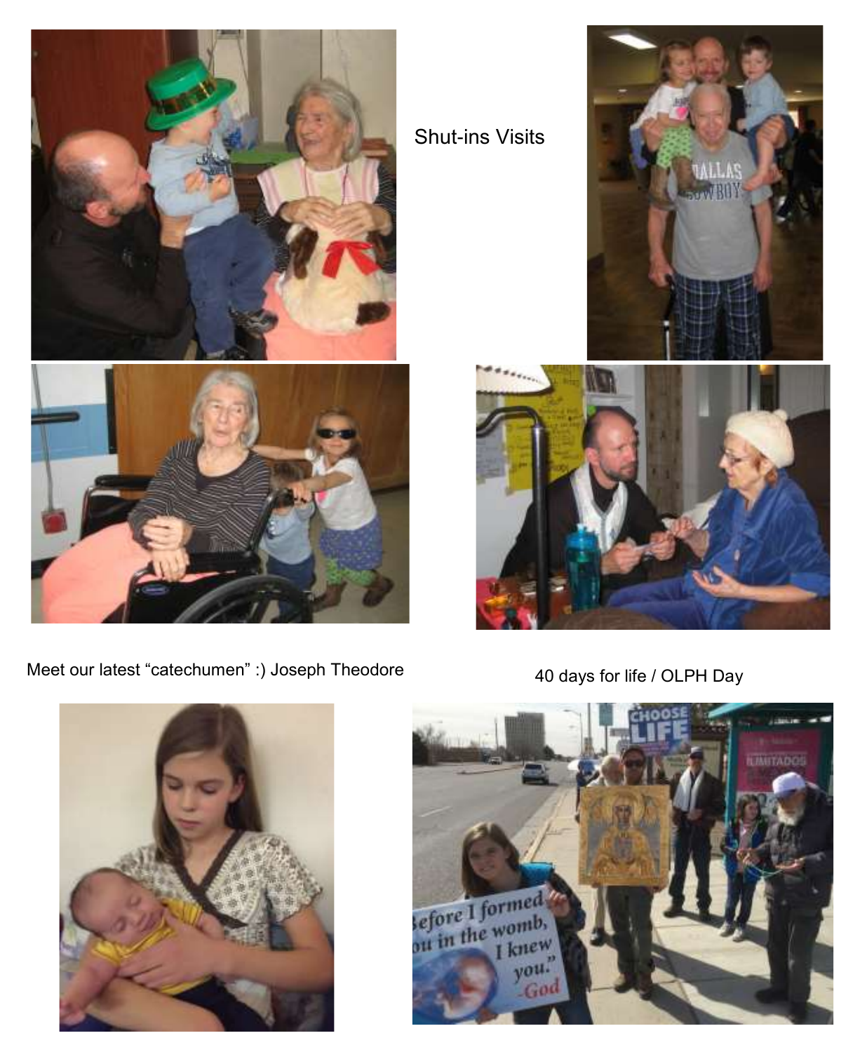Shut-ins Visits

Meet our latest “catechumen” :) Joseph Theodore

40 days for life / OLPH Day